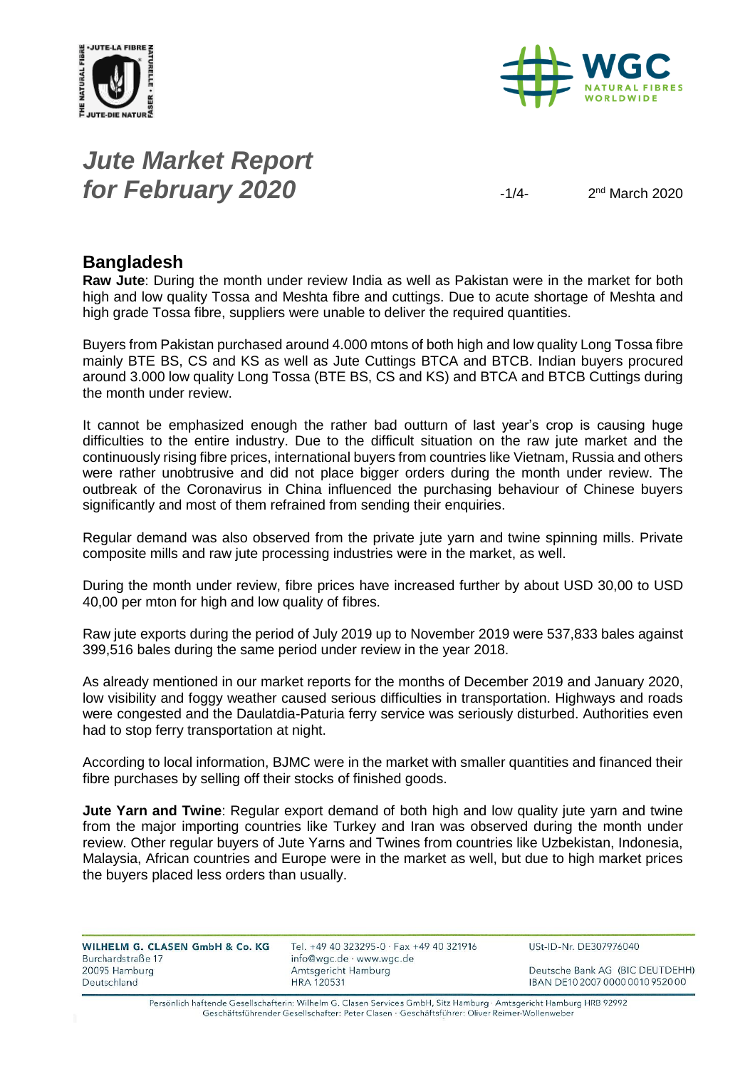# *Jute Market Report for February 2020*

2nd March 2020

## Bangladesh

**Raw Jute**: During the month under review India as well as Pakistan were in the market for both high and low quality Tossa and Meshta fibre and cuttings. Due to acute shortage of Meshta and high grade Tossa fibre, suppliers were unable to deliver the required quantities.

Buyers from Pakistan purchased around 4.000 mtons of both high and low quality Long Tossa fibre mainly BTE BS, CS and KS as well as Jute Cuttings BTCA and BTCB. Indian buyers procured around 3.000 low quality Long Tossa (BTE BS, CS and KS) and BTCA and BTCB Cuttings during the month under review.

It cannot be emphasized enough the rather bad outturn of last year's crop is causing huge difficulties to the entire industry. Due to the difficult situation on the raw jute market and the continuously rising fibre prices, international buyers from countries like Vietnam, Russia and others were rather unobtrusive and did not place bigger orders during the month under review. The outbreak of the Coronavirus in China influenced the purchasing behaviour of Chinese buyers significantly and most of them refrained from sending their enquiries.

Regular demand was also observed from the private jute yarn and twine spinning mills. Private composite mills and raw jute processing industries were in the market, as well.

During the month under review, fibre prices have increased further by about USD 30,00 to USD 40,00 per mton for high and low quality of fibres.

Raw jute exports during the period of July 2019 up to November 2019 were 537,833 bales against 399,516 bales during the same period under review in the year 2018.

As already mentioned in our market reports for the months of December 2019 and January 2020, low visibility and foggy weather caused serious difficulties in transportation. Highways and roads were congested and the Daulatdia-Paturia ferry service was seriously disturbed. Authorities even had to stop ferry transportation at night.

According to local information, BJMC were in the market with smaller quantities and financed their fibre purchases by selling off their stocks of finished goods.

**Jute Yarn and Twine**: Regular export demand of both high and low quality jute yarn and twine from the major importing countries like Turkey and Iran was observed during the month under review. Other regular buyers of Jute Yarns and Twines from countries like Uzbekistan, Indonesia, Malaysia, African countries and Europe were in the market as well, but due to high market prices the buyers placed less orders than usually.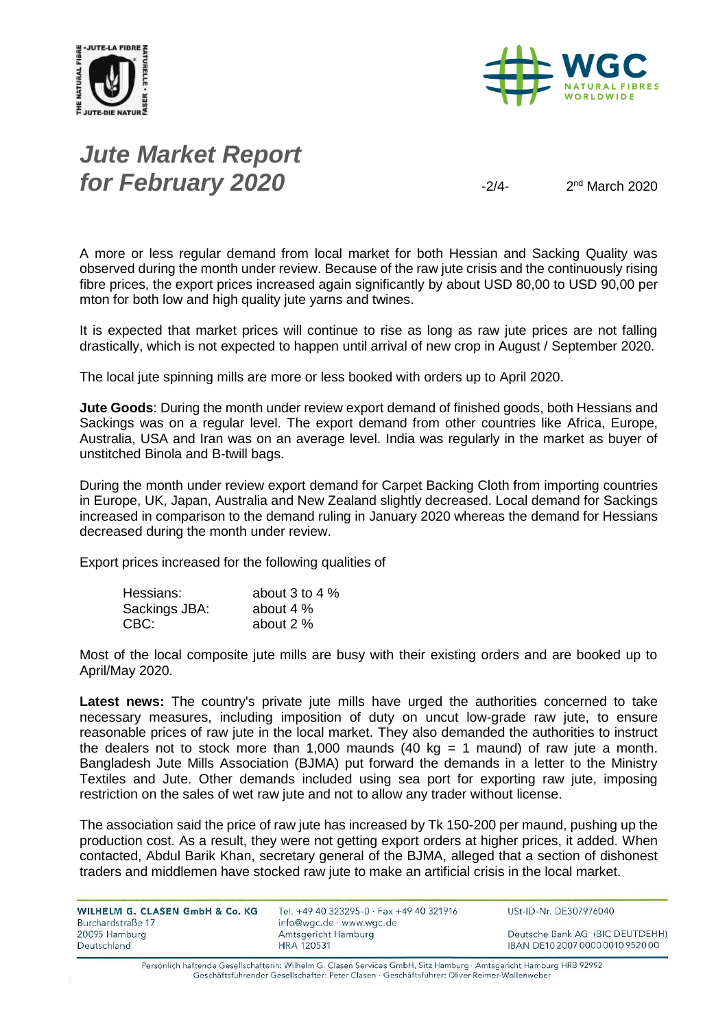# *Jute Market Report for February 2020*

2nd March 2020

A more or less regular demand from local market for both Hessian and Sacking Quality was observed during the month under review. Because of the raw jute crisis and the continuously rising fibre prices, the export prices increased again significantly by about USD 80,00 to USD 90,00 per mton for both low and high quality jute yarns and twines.

It is expected that market prices will continue to rise as long as raw jute prices are not falling drastically, which is not expected to happen until arrival of new crop in August / September 2020.

The local jute spinning mills are more or less booked with orders up to April 2020.

**Jute Goods**: During the month under review export demand of finished goods, both Hessians and Sackings was on a regular level. The export demand from other countries like Africa, Europe, Australia, USA and Iran was on an average level. India was regularly in the market as buyer of unstitched Binola and B-twill bags.

During the month under review export demand for Carpet Backing Cloth from importing countries in Europe, UK, Japan, Australia and New Zealand slightly decreased. Local demand for Sackings increased in comparison to the demand ruling in January 2020 whereas the demand for Hessians decreased during the month under review.

Export prices increased for the following qualities of

| | |
|---|---|
| Hessians: | about 3 to 4 % |
| Sackings JBA: | about 4 % |
| CBC: | about 2 % |

Most of the local composite jute mills are busy with their existing orders and are booked up to April/May 2020.

**Latest news:** The country's private jute mills have urged the authorities concerned to take necessary measures, including imposition of duty on uncut low-grade raw jute, to ensure reasonable prices of raw jute in the local market. They also demanded the authorities to instruct the dealers not to stock more than 1,000 maunds (40 kg = 1 maund) of raw jute a month. Bangladesh Jute Mills Association (BJMA) put forward the demands in a letter to the Ministry Textiles and Jute. Other demands included using sea port for exporting raw jute, imposing restriction on the sales of wet raw jute and not to allow any trader without license.

The association said the price of raw jute has increased by Tk 150-200 per maund, pushing up the production cost. As a result, they were not getting export orders at higher prices, it added. When contacted, Abdul Barik Khan, secretary general of the BJMA, alleged that a section of dishonest traders and middlemen have stocked raw jute to make an artificial crisis in the local market.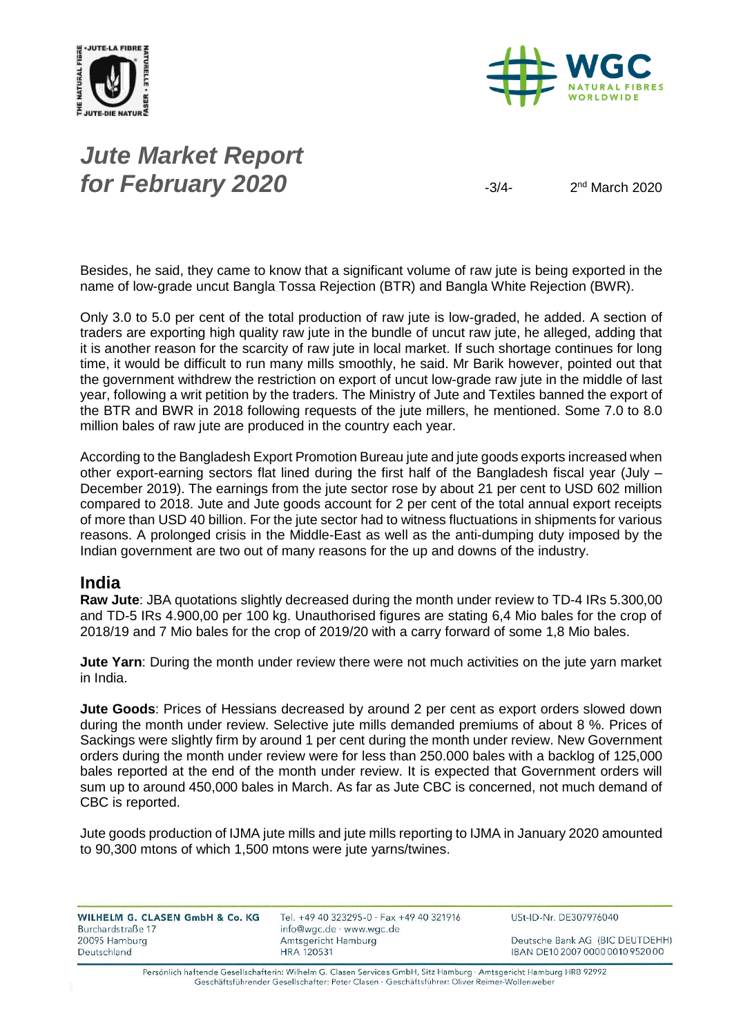Besides, he said, they came to know that a significant volume of raw jute is being exported in the name of low-grade uncut Bangla Tossa Rejection (BTR) and Bangla White Rejection (BWR).

Only 3.0 to 5.0 per cent of the total production of raw jute is low-graded, he added. A section of traders are exporting high quality raw jute in the bundle of uncut raw jute, he alleged, adding that it is another reason for the scarcity of raw jute in local market. If such shortage continues for long time, it would be difficult to run many mills smoothly, he said. Mr Barik however, pointed out that the government withdrew the restriction on export of uncut low-grade raw jute in the middle of last year, following a writ petition by the traders. The Ministry of Jute and Textiles banned the export of the BTR and BWR in 2018 following requests of the jute millers, he mentioned. Some 7.0 to 8.0 million bales of raw jute are produced in the country each year.

According to the Bangladesh Export Promotion Bureau jute and jute goods exports increased when other export-earning sectors flat lined during the first half of the Bangladesh fiscal year (July – December 2019). The earnings from the jute sector rose by about 21 per cent to USD 602 million compared to 2018. Jute and Jute goods account for 2 per cent of the total annual export receipts of more than USD 40 billion. For the jute sector had to witness fluctuations in shipments for various reasons. A prolonged crisis in the Middle-East as well as the anti-dumping duty imposed by the Indian government are two out of many reasons for the up and downs of the industry.

## India

**Raw Jute**: JBA quotations slightly decreased during the month under review to TD-4 IRs 5.300,00 and TD-5 IRs 4.900,00 per 100 kg. Unauthorised figures are stating 6,4 Mio bales for the crop of 2018/19 and 7 Mio bales for the crop of 2019/20 with a carry forward of some 1,8 Mio bales.

**Jute Yarn**: During the month under review there were not much activities on the jute yarn market in India.

**Jute Goods**: Prices of Hessians decreased by around 2 per cent as export orders slowed down during the month under review. Selective jute mills demanded premiums of about 8 %. Prices of Sackings were slightly firm by around 1 per cent during the month under review. New Government orders during the month under review were for less than 250.000 bales with a backlog of 125,000 bales reported at the end of the month under review. It is expected that Government orders will sum up to around 450,000 bales in March. As far as Jute CBC is concerned, not much demand of CBC is reported.

Jute goods production of IJMA jute mills and jute mills reporting to IJMA in January 2020 amounted to 90,300 mtons of which 1,500 mtons were jute yarns/twines.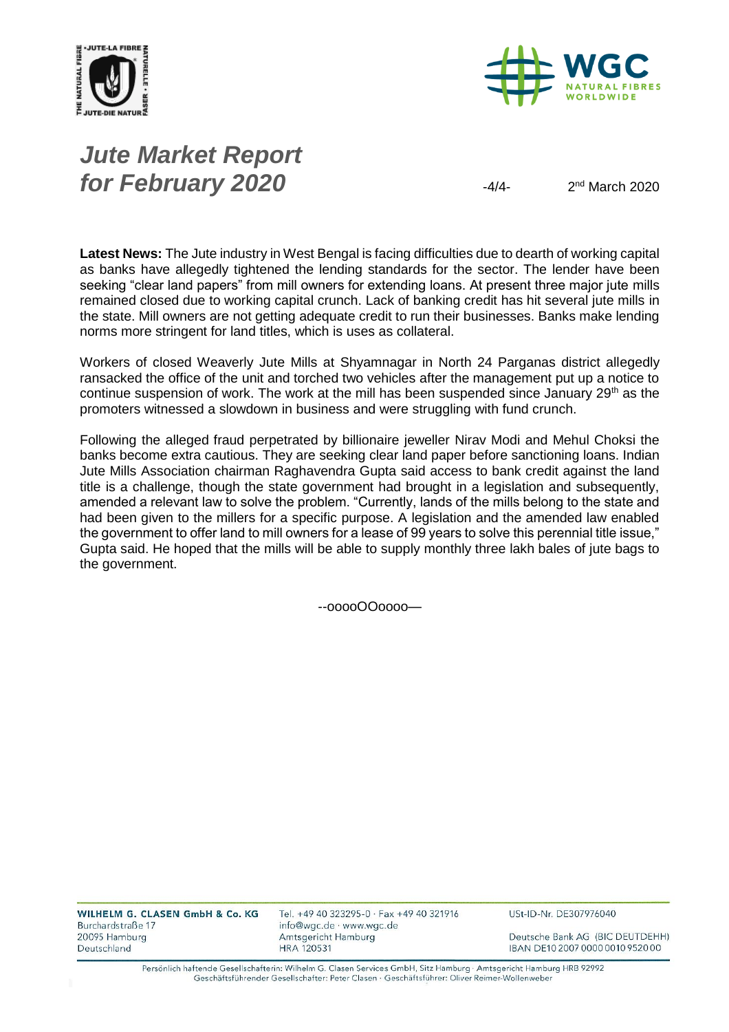**Latest News:** The Jute industry in West Bengal is facing difficulties due to dearth of working capital as banks have allegedly tightened the lending standards for the sector. The lender have been seeking "clear land papers" from mill owners for extending loans. At present three major jute mills remained closed due to working capital crunch. Lack of banking credit has hit several jute mills in the state. Mill owners are not getting adequate credit to run their businesses. Banks make lending norms more stringent for land titles, which is uses as collateral.

Workers of closed Weaverly Jute Mills at Shyamnagar in North 24 Parganas district allegedly ransacked the office of the unit and torched two vehicles after the management put up a notice to continue suspension of work. The work at the mill has been suspended since January 29th as the promoters witnessed a slowdown in business and were struggling with fund crunch.

Following the alleged fraud perpetrated by billionaire jeweller Nirav Modi and Mehul Choksi the banks become extra cautious. They are seeking clear land paper before sanctioning loans. Indian Jute Mills Association chairman Raghavendra Gupta said access to bank credit against the land title is a challenge, though the state government had brought in a legislation and subsequently, amended a relevant law to solve the problem. "Currently, lands of the mills belong to the state and had been given to the millers for a specific purpose. A legislation and the amended law enabled the government to offer land to mill owners for a lease of 99 years to solve this perennial title issue," Gupta said. He hoped that the mills will be able to supply monthly three lakh bales of jute bags to the government.

--ooooOOoooo—